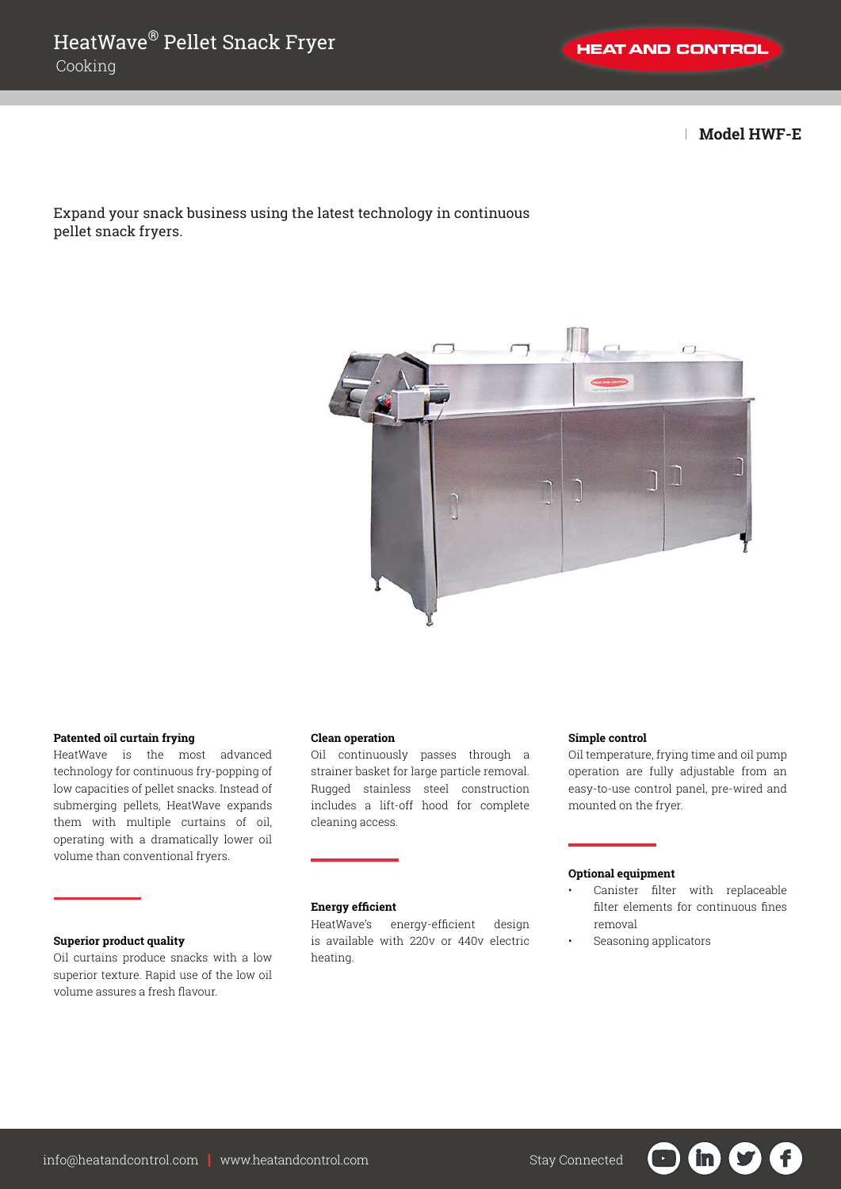# HeatWave® Pellet Snack Fryer

Cooking

HEAT AND CONTROL

**Model HWF-E**

Expand your snack business using the latest technology in continuous pellet snack fryers.

**Patented oil curtain frying**

HeatWave is the most advanced technology for continuous fry-popping of low capacities of pellet snacks. Instead of submerging pellets, HeatWave expands them with multiple curtains of oil, operating with a dramatically lower oil volume than conventional fryers.

**Superior product quality**

Oil curtains produce snacks with a low superior texture. Rapid use of the low oil volume assures a fresh flavour.

**Clean operation**

Oil continuously passes through a strainer basket for large particle removal. Rugged stainless steel construction includes a lift-off hood for complete cleaning access.

**Energy efficient**

HeatWave's energy-efficient design is available with 220v or 440v electric heating.

**Simple control**

Oil temperature, frying time and oil pump operation are fully adjustable from an easy-to-use control panel, pre-wired and mounted on the fryer.

**Optional equipment**

- Canister filter with replaceable filter elements for continuous fines removal
- Seasoning applicators

info@heatandcontrol.com | www.heatandcontrol.com

Stay Connected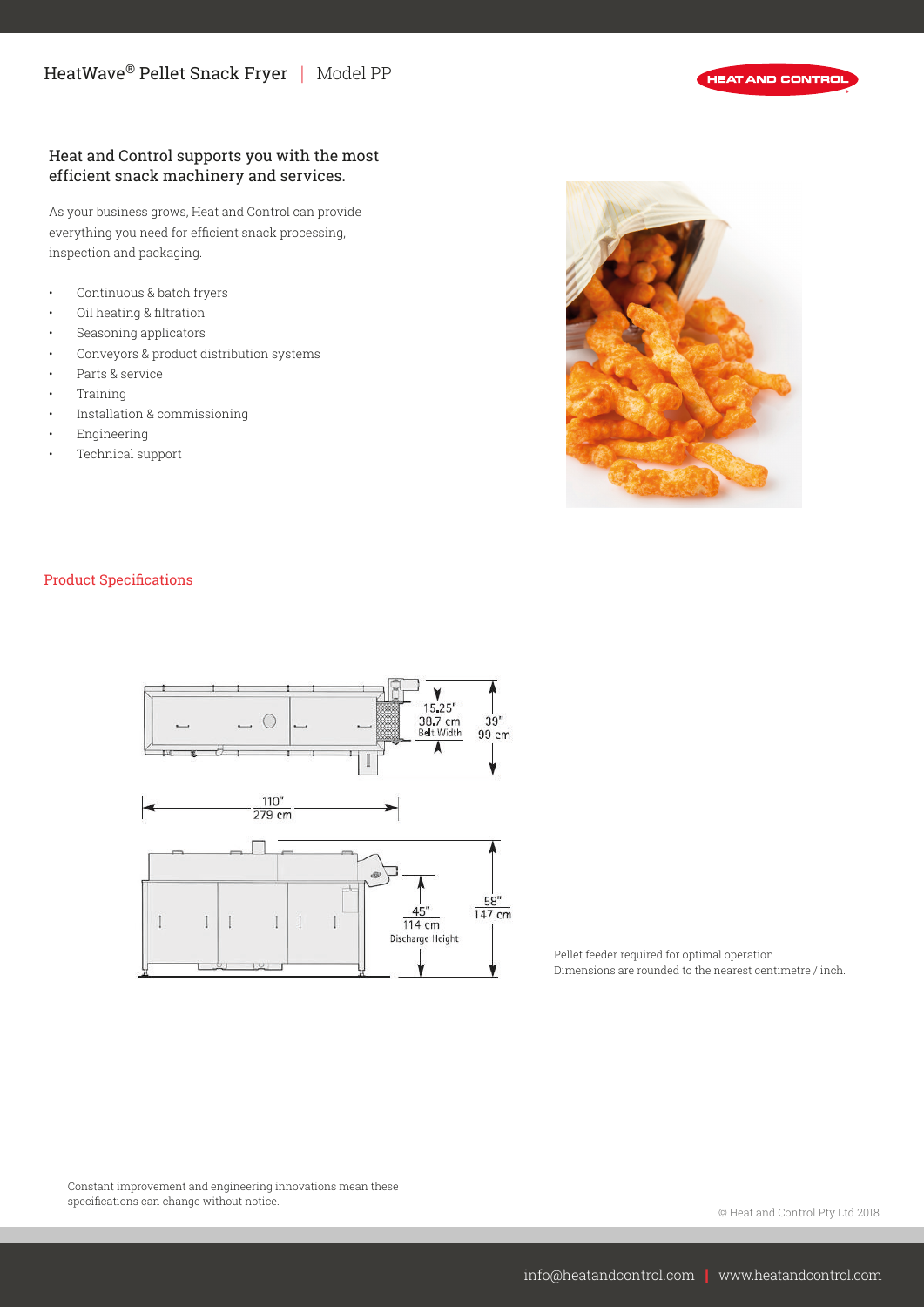HeatWave® Pellet Snack Fryer | Model PP

HEAT AND CONTROL

## Heat and Control supports you with the most efficient snack machinery and services.

As your business grows, Heat and Control can provide everything you need for efficient snack processing, inspection and packaging.

- Continuous & batch fryers
- Oil heating & filtration
- Seasoning applicators
- Conveyors & product distribution systems
- Parts & service
- Training
- Installation & commissioning
- Engineering
- Technical support

## Product Specifications

15.25"
38.7 cm
Belt Width

39"
99 cm

110"
279 cm

45"
114 cm
Discharge Height

58"
147 cm

Pellet feeder required for optimal operation.
Dimensions are rounded to the nearest centimetre / inch.

Constant improvement and engineering innovations mean these specifications can change without notice.

© Heat and Control Pty Ltd 2018

info@heatandcontrol.com | www.heatandcontrol.com